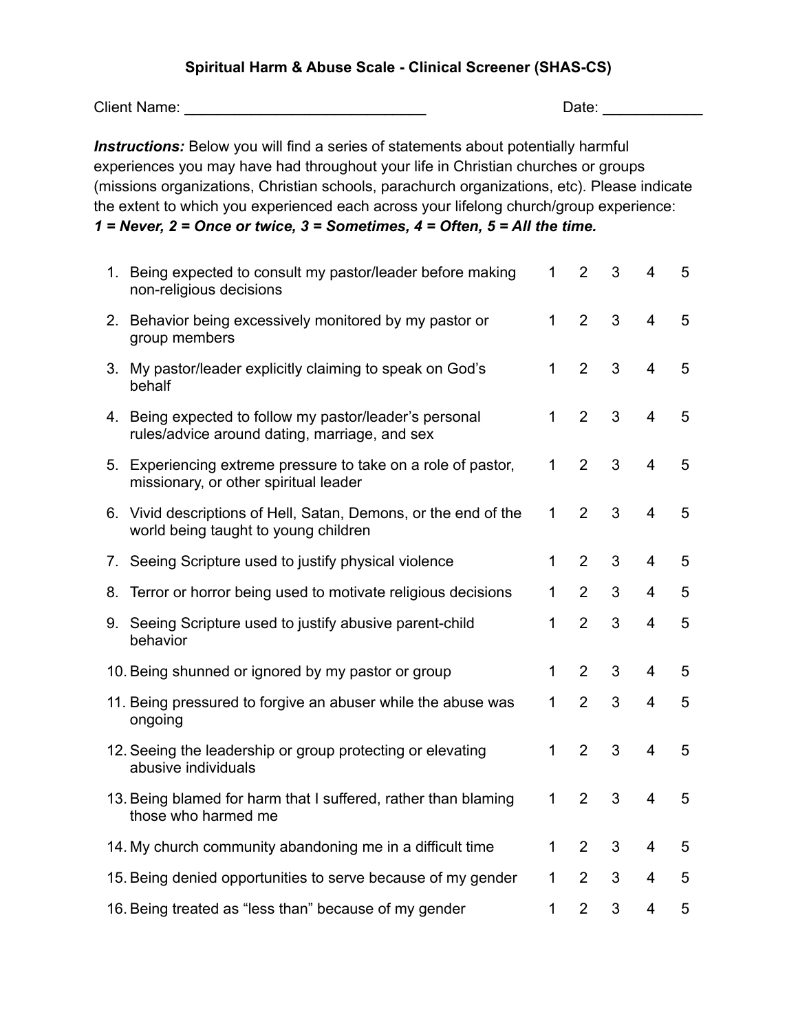## Spiritual Harm & Abuse Scale - Clinical Screener (SHAS-CS)

Client Name: _____________________________ Date: ____________

***Instructions:*** Below you will find a series of statements about potentially harmful experiences you may have had throughout your life in Christian churches or groups (missions organizations, Christian schools, parachurch organizations, etc). Please indicate the extent to which you experienced each across your lifelong church/group experience: ***1 = Never, 2 = Once or twice, 3 = Sometimes, 4 = Often, 5 = All the time.***

| | Statement | | | | | |
|---|---|---|---|---|---|---|
| 1. | Being expected to consult my pastor/leader before making non-religious decisions | 1 | 2 | 3 | 4 | 5 |
| 2. | Behavior being excessively monitored by my pastor or group members | 1 | 2 | 3 | 4 | 5 |
| 3. | My pastor/leader explicitly claiming to speak on God's behalf | 1 | 2 | 3 | 4 | 5 |
| 4. | Being expected to follow my pastor/leader's personal rules/advice around dating, marriage, and sex | 1 | 2 | 3 | 4 | 5 |
| 5. | Experiencing extreme pressure to take on a role of pastor, missionary, or other spiritual leader | 1 | 2 | 3 | 4 | 5 |
| 6. | Vivid descriptions of Hell, Satan, Demons, or the end of the world being taught to young children | 1 | 2 | 3 | 4 | 5 |
| 7. | Seeing Scripture used to justify physical violence | 1 | 2 | 3 | 4 | 5 |
| 8. | Terror or horror being used to motivate religious decisions | 1 | 2 | 3 | 4 | 5 |
| 9. | Seeing Scripture used to justify abusive parent-child behavior | 1 | 2 | 3 | 4 | 5 |
| 10. | Being shunned or ignored by my pastor or group | 1 | 2 | 3 | 4 | 5 |
| 11. | Being pressured to forgive an abuser while the abuse was ongoing | 1 | 2 | 3 | 4 | 5 |
| 12. | Seeing the leadership or group protecting or elevating abusive individuals | 1 | 2 | 3 | 4 | 5 |
| 13. | Being blamed for harm that I suffered, rather than blaming those who harmed me | 1 | 2 | 3 | 4 | 5 |
| 14. | My church community abandoning me in a difficult time | 1 | 2 | 3 | 4 | 5 |
| 15. | Being denied opportunities to serve because of my gender | 1 | 2 | 3 | 4 | 5 |
| 16. | Being treated as "less than" because of my gender | 1 | 2 | 3 | 4 | 5 |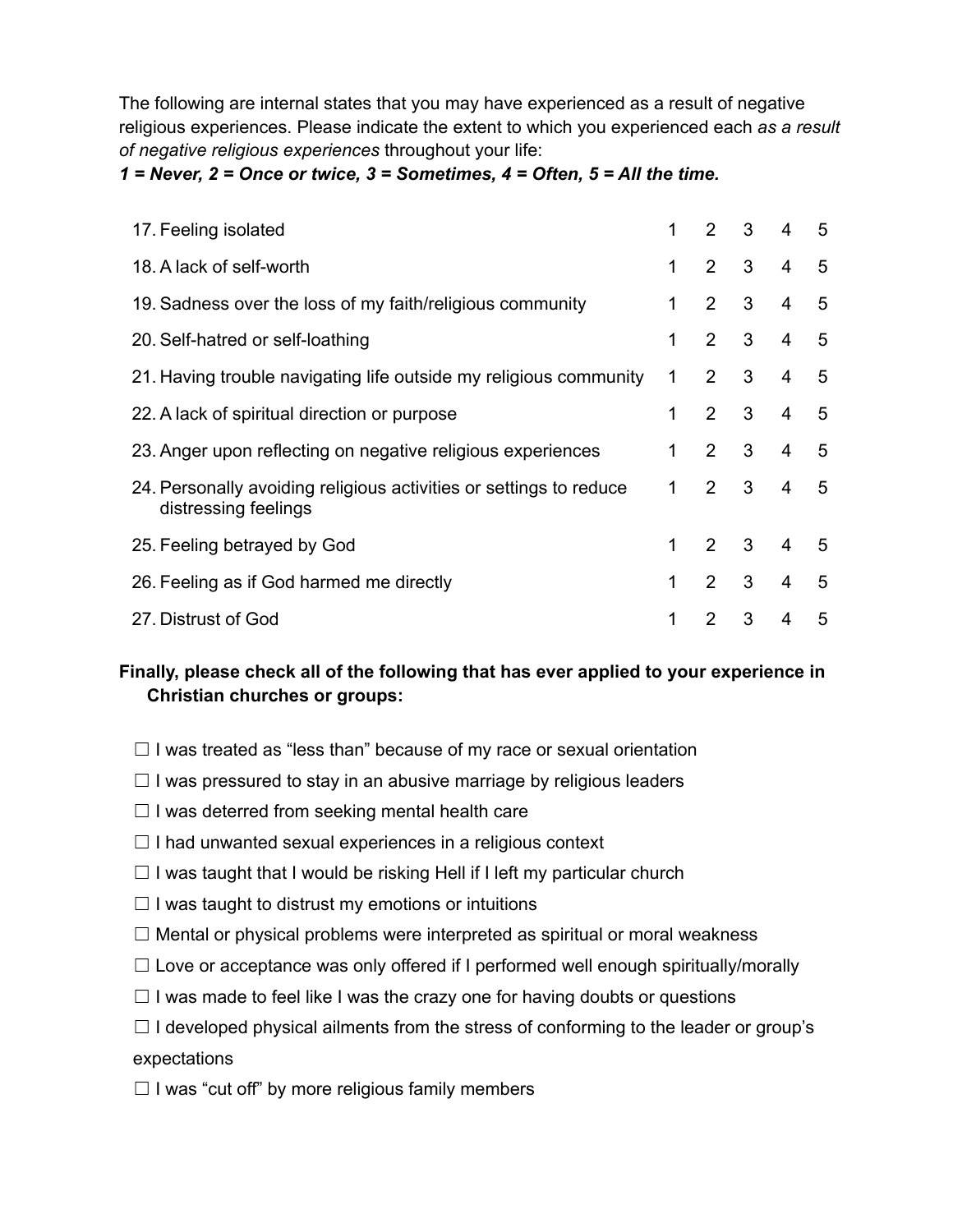The following are internal states that you may have experienced as a result of negative religious experiences. Please indicate the extent to which you experienced each *as a result of negative religious experiences* throughout your life:

***1 = Never, 2 = Once or twice, 3 = Sometimes, 4 = Often, 5 = All the time.***

| | | | | | |
|---|---|---|---|---|---|
| 17. Feeling isolated | 1 | 2 | 3 | 4 | 5 |
| 18. A lack of self-worth | 1 | 2 | 3 | 4 | 5 |
| 19. Sadness over the loss of my faith/religious community | 1 | 2 | 3 | 4 | 5 |
| 20. Self-hatred or self-loathing | 1 | 2 | 3 | 4 | 5 |
| 21. Having trouble navigating life outside my religious community | 1 | 2 | 3 | 4 | 5 |
| 22. A lack of spiritual direction or purpose | 1 | 2 | 3 | 4 | 5 |
| 23. Anger upon reflecting on negative religious experiences | 1 | 2 | 3 | 4 | 5 |
| 24. Personally avoiding religious activities or settings to reduce distressing feelings | 1 | 2 | 3 | 4 | 5 |
| 25. Feeling betrayed by God | 1 | 2 | 3 | 4 | 5 |
| 26. Feeling as if God harmed me directly | 1 | 2 | 3 | 4 | 5 |
| 27. Distrust of God | 1 | 2 | 3 | 4 | 5 |

**Finally, please check all of the following that has ever applied to your experience in Christian churches or groups:**

☐ I was treated as "less than" because of my race or sexual orientation

☐ I was pressured to stay in an abusive marriage by religious leaders

☐ I was deterred from seeking mental health care

☐ I had unwanted sexual experiences in a religious context

☐ I was taught that I would be risking Hell if I left my particular church

☐ I was taught to distrust my emotions or intuitions

☐ Mental or physical problems were interpreted as spiritual or moral weakness

☐ Love or acceptance was only offered if I performed well enough spiritually/morally

☐ I was made to feel like I was the crazy one for having doubts or questions

☐ I developed physical ailments from the stress of conforming to the leader or group's expectations

☐ I was "cut off" by more religious family members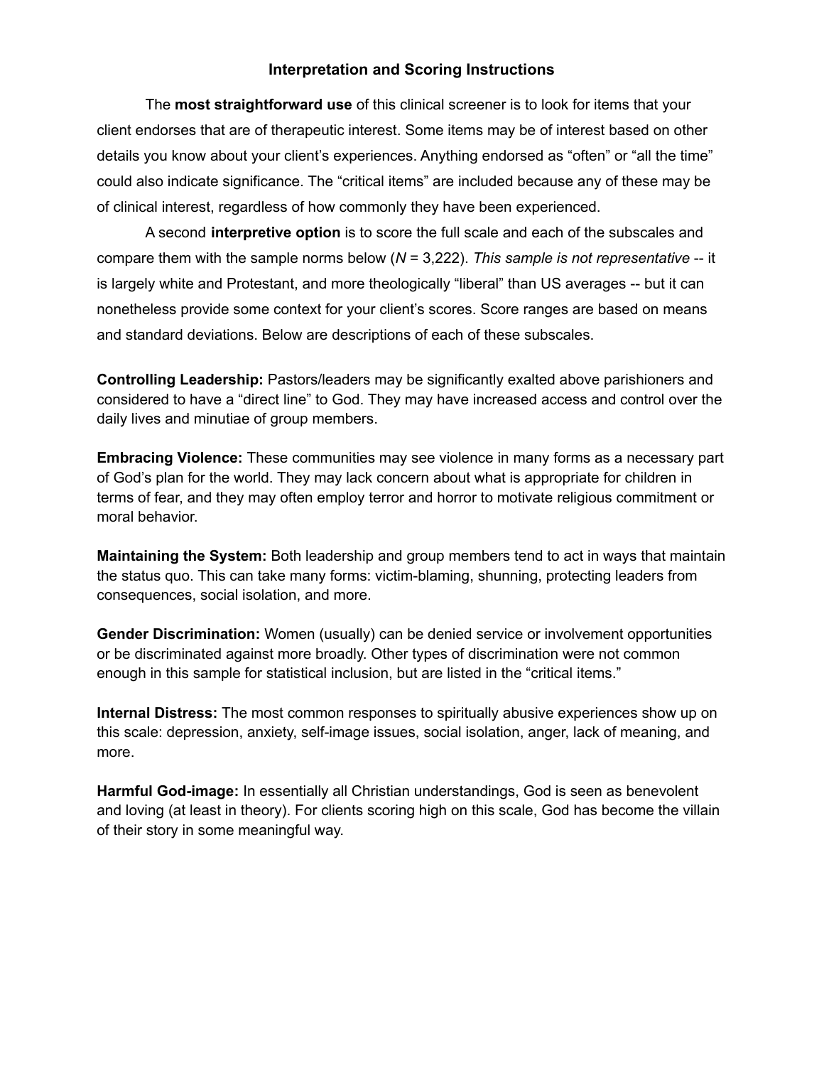## Interpretation and Scoring Instructions

The **most straightforward use** of this clinical screener is to look for items that your client endorses that are of therapeutic interest. Some items may be of interest based on other details you know about your client's experiences. Anything endorsed as "often" or "all the time" could also indicate significance. The "critical items" are included because any of these may be of clinical interest, regardless of how commonly they have been experienced.

A second **interpretive option** is to score the full scale and each of the subscales and compare them with the sample norms below ($N$ = 3,222). *This sample is not representative* -- it is largely white and Protestant, and more theologically "liberal" than US averages -- but it can nonetheless provide some context for your client's scores. Score ranges are based on means and standard deviations. Below are descriptions of each of these subscales.

**Controlling Leadership:** Pastors/leaders may be significantly exalted above parishioners and considered to have a "direct line" to God. They may have increased access and control over the daily lives and minutiae of group members.

**Embracing Violence:** These communities may see violence in many forms as a necessary part of God's plan for the world. They may lack concern about what is appropriate for children in terms of fear, and they may often employ terror and horror to motivate religious commitment or moral behavior.

**Maintaining the System:** Both leadership and group members tend to act in ways that maintain the status quo. This can take many forms: victim-blaming, shunning, protecting leaders from consequences, social isolation, and more.

**Gender Discrimination:** Women (usually) can be denied service or involvement opportunities or be discriminated against more broadly. Other types of discrimination were not common enough in this sample for statistical inclusion, but are listed in the "critical items."

**Internal Distress:** The most common responses to spiritually abusive experiences show up on this scale: depression, anxiety, self-image issues, social isolation, anger, lack of meaning, and more.

**Harmful God-image:** In essentially all Christian understandings, God is seen as benevolent and loving (at least in theory). For clients scoring high on this scale, God has become the villain of their story in some meaningful way.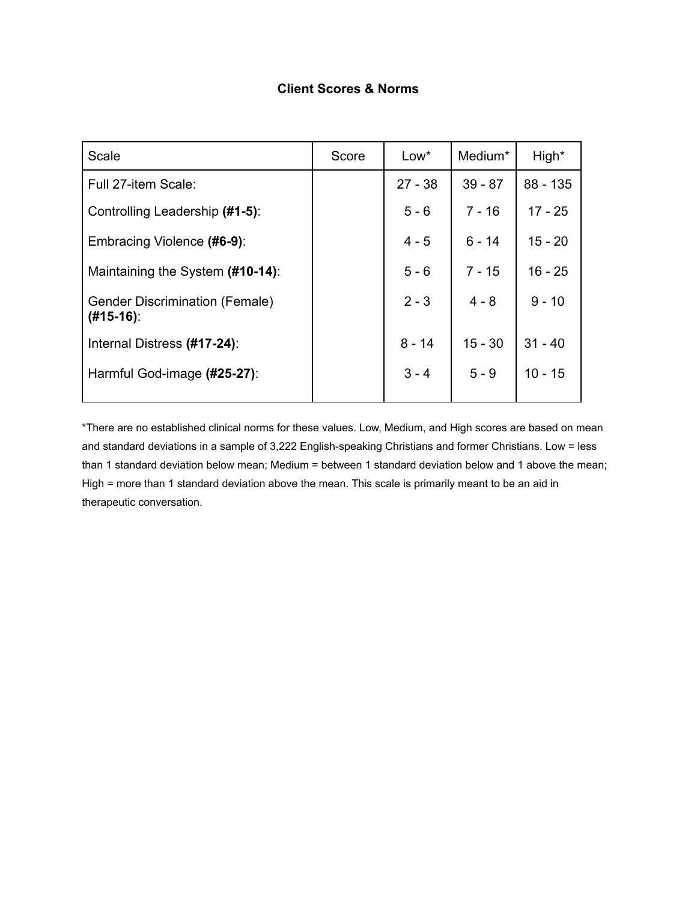### Client Scores & Norms

| Scale | Score | Low* | Medium* | High* |
|---|---|---|---|---|
| Full 27-item Scale: | | 27 - 38 | 39 - 87 | 88 - 135 |
| Controlling Leadership **(#1-5)**: | | 5 - 6 | 7 - 16 | 17 - 25 |
| Embracing Violence **(#6-9)**: | | 4 - 5 | 6 - 14 | 15 - 20 |
| Maintaining the System **(#10-14)**: | | 5 - 6 | 7 - 15 | 16 - 25 |
| Gender Discrimination (Female) **(#15-16)**: | | 2 - 3 | 4 - 8 | 9 - 10 |
| Internal Distress **(#17-24)**: | | 8 - 14 | 15 - 30 | 31 - 40 |
| Harmful God-image **(#25-27)**: | | 3 - 4 | 5 - 9 | 10 - 15 |

*There are no established clinical norms for these values. Low, Medium, and High scores are based on mean and standard deviations in a sample of 3,222 English-speaking Christians and former Christians. Low = less than 1 standard deviation below mean; Medium = between 1 standard deviation below and 1 above the mean; High = more than 1 standard deviation above the mean. This scale is primarily meant to be an aid in therapeutic conversation.